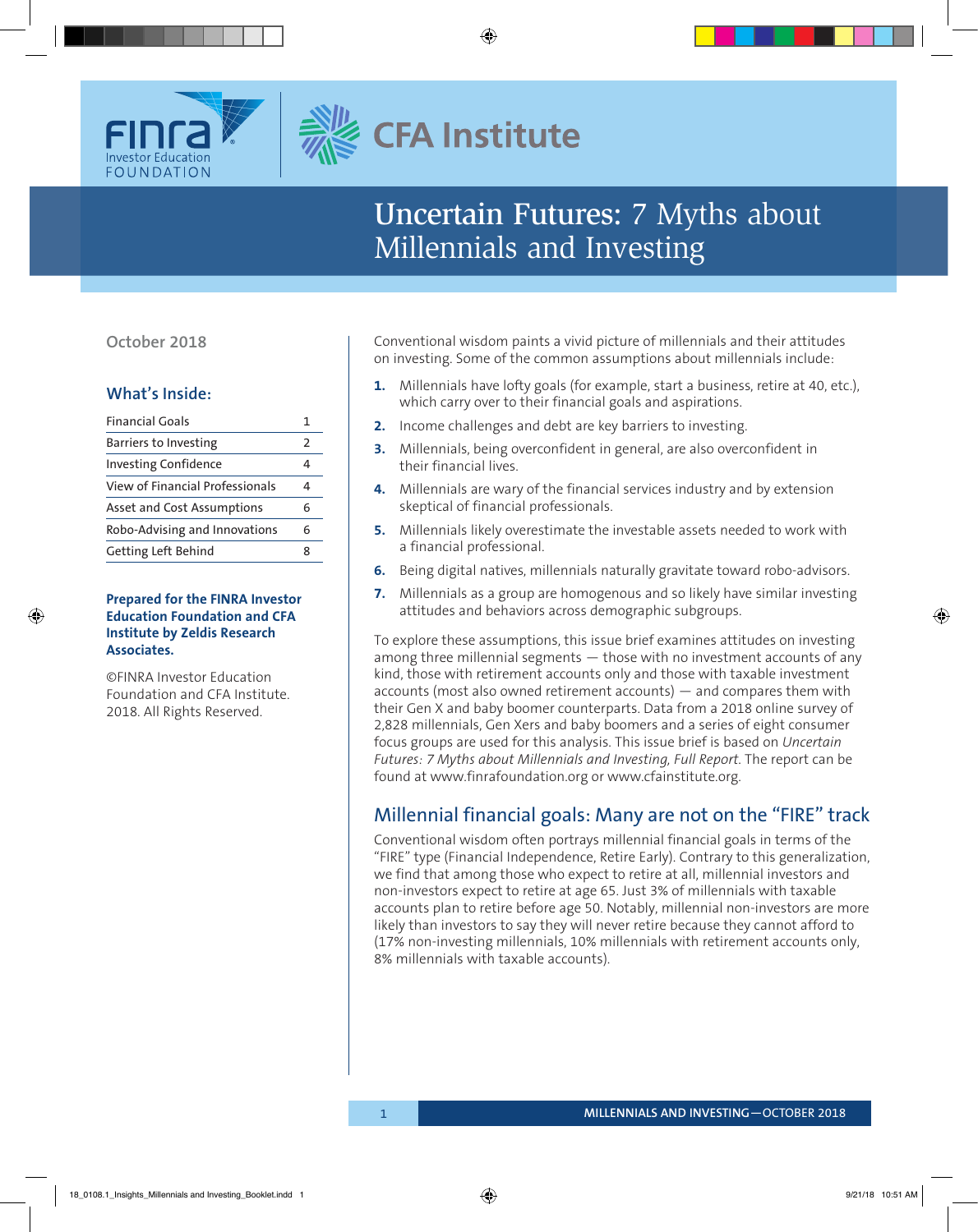FINRA Investor Education FOUNDATION

CFA Institute

# Uncertain Futures: 7 Myths about Millennials and Investing

October 2018

## What's Inside:

| Financial Goals | 1 |
|---|---|
| Barriers to Investing | 2 |
| Investing Confidence | 4 |
| View of Financial Professionals | 4 |
| Asset and Cost Assumptions | 6 |
| Robo-Advising and Innovations | 6 |
| Getting Left Behind | 8 |

**Prepared for the FINRA Investor Education Foundation and CFA Institute by Zeldis Research Associates.**

©FINRA Investor Education Foundation and CFA Institute. 2018. All Rights Reserved.

Conventional wisdom paints a vivid picture of millennials and their attitudes on investing. Some of the common assumptions about millennials include:

1. Millennials have lofty goals (for example, start a business, retire at 40, etc.), which carry over to their financial goals and aspirations.
2. Income challenges and debt are key barriers to investing.
3. Millennials, being overconfident in general, are also overconfident in their financial lives.
4. Millennials are wary of the financial services industry and by extension skeptical of financial professionals.
5. Millennials likely overestimate the investable assets needed to work with a financial professional.
6. Being digital natives, millennials naturally gravitate toward robo-advisors.
7. Millennials as a group are homogenous and so likely have similar investing attitudes and behaviors across demographic subgroups.

To explore these assumptions, this issue brief examines attitudes on investing among three millennial segments — those with no investment accounts of any kind, those with retirement accounts only and those with taxable investment accounts (most also owned retirement accounts) — and compares them with their Gen X and baby boomer counterparts. Data from a 2018 online survey of 2,828 millennials, Gen Xers and baby boomers and a series of eight consumer focus groups are used for this analysis. This issue brief is based on *Uncertain Futures: 7 Myths about Millennials and Investing, Full Report*. The report can be found at www.finrafoundation.org or www.cfainstitute.org.

## Millennial financial goals: Many are not on the "FIRE" track

Conventional wisdom often portrays millennial financial goals in terms of the "FIRE" type (Financial Independence, Retire Early). Contrary to this generalization, we find that among those who expect to retire at all, millennial investors and non-investors expect to retire at age 65. Just 3% of millennials with taxable accounts plan to retire before age 50. Notably, millennial non-investors are more likely than investors to say they will never retire because they cannot afford to (17% non-investing millennials, 10% millennials with retirement accounts only, 8% millennials with taxable accounts).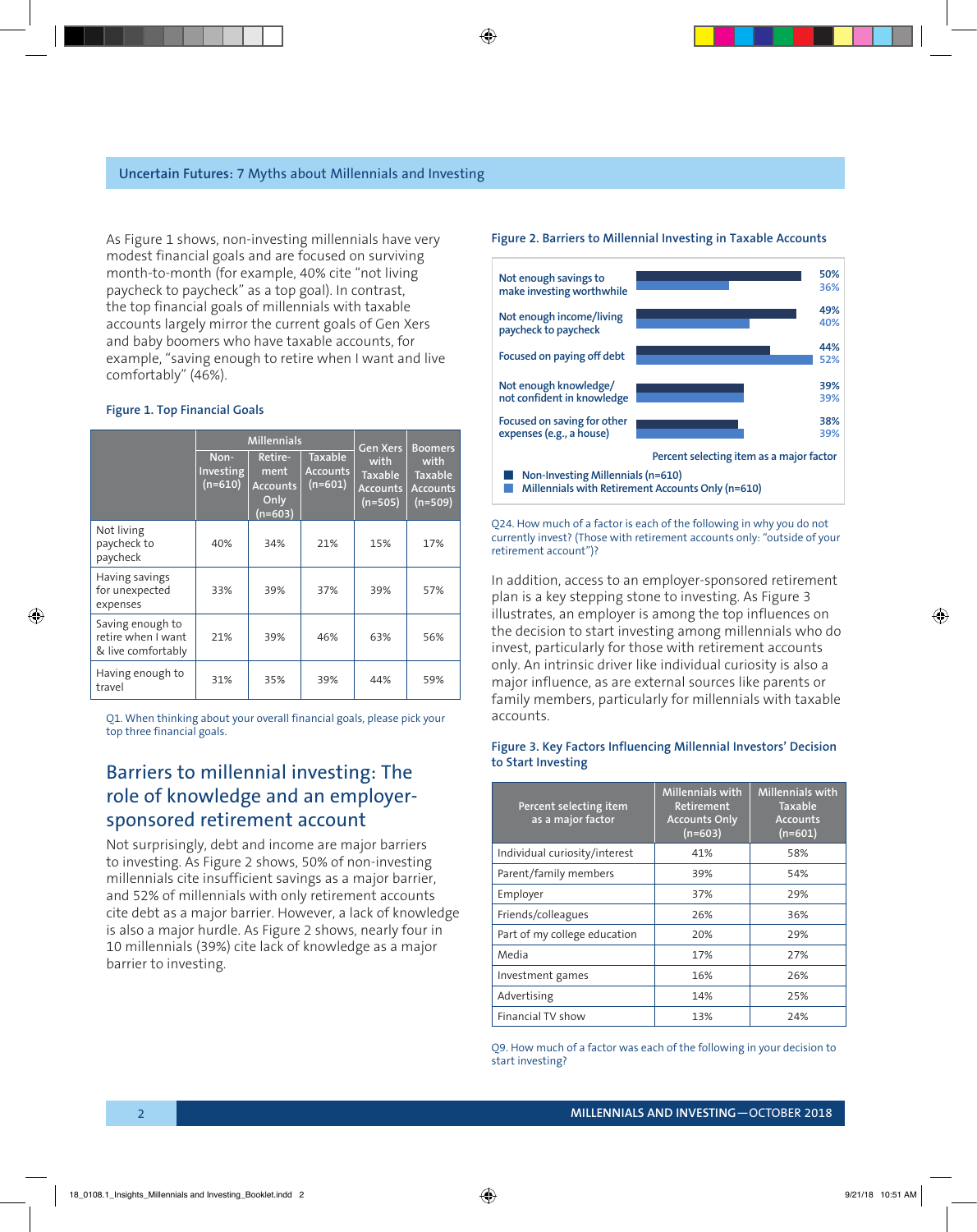As Figure 1 shows, non-investing millennials have very modest financial goals and are focused on surviving month-to-month (for example, 40% cite "not living paycheck to paycheck" as a top goal). In contrast, the top financial goals of millennials with taxable accounts largely mirror the current goals of Gen Xers and baby boomers who have taxable accounts, for example, "saving enough to retire when I want and live comfortably" (46%).

**Figure 1. Top Financial Goals**

| | Millennials | | | Gen Xers with Taxable Accounts (n=505) | Boomers with Taxable Accounts (n=509) |
|---|---|---|---|---|---|
| | Non-Investing (n=610) | Retirement Accounts Only (n=603) | Taxable Accounts (n=601) | | |
| Not living paycheck to paycheck | 40% | 34% | 21% | 15% | 17% |
| Having savings for unexpected expenses | 33% | 39% | 37% | 39% | 57% |
| Saving enough to retire when I want & live comfortably | 21% | 39% | 46% | 63% | 56% |
| Having enough to travel | 31% | 35% | 39% | 44% | 59% |

Q1. When thinking about your overall financial goals, please pick your top three financial goals.

## Barriers to millennial investing: The role of knowledge and an employer-sponsored retirement account

Not surprisingly, debt and income are major barriers to investing. As Figure 2 shows, 50% of non-investing millennials cite insufficient savings as a major barrier, and 52% of millennials with only retirement accounts cite debt as a major barrier. However, a lack of knowledge is also a major hurdle. As Figure 2 shows, nearly four in 10 millennials (39%) cite lack of knowledge as a major barrier to investing.

**Figure 2. Barriers to Millennial Investing in Taxable Accounts**

Percent selecting item as a major factor

| | Non-Investing Millennials (n=610) | Millennials with Retirement Accounts Only (n=610) |
|---|---|---|
| Not enough savings to make investing worthwhile | 50% | 36% |
| Not enough income/living paycheck to paycheck | 49% | 40% |
| Focused on paying off debt | 44% | 52% |
| Not enough knowledge/not confident in knowledge | 39% | 39% |
| Focused on saving for other expenses (e.g., a house) | 38% | 39% |

Q24. How much of a factor is each of the following in why you do not currently invest? (Those with retirement accounts only: "outside of your retirement account")?

In addition, access to an employer-sponsored retirement plan is a key stepping stone to investing. As Figure 3 illustrates, an employer is among the top influences on the decision to start investing among millennials who do invest, particularly for those with retirement accounts only. An intrinsic driver like individual curiosity is also a major influence, as are external sources like parents or family members, particularly for millennials with taxable accounts.

**Figure 3. Key Factors Influencing Millennial Investors' Decision to Start Investing**

| Percent selecting item as a major factor | Millennials with Retirement Accounts Only (n=603) | Millennials with Taxable Accounts (n=601) |
|---|---|---|
| Individual curiosity/interest | 41% | 58% |
| Parent/family members | 39% | 54% |
| Employer | 37% | 29% |
| Friends/colleagues | 26% | 36% |
| Part of my college education | 20% | 29% |
| Media | 17% | 27% |
| Investment games | 16% | 26% |
| Advertising | 14% | 25% |
| Financial TV show | 13% | 24% |

Q9. How much of a factor was each of the following in your decision to start investing?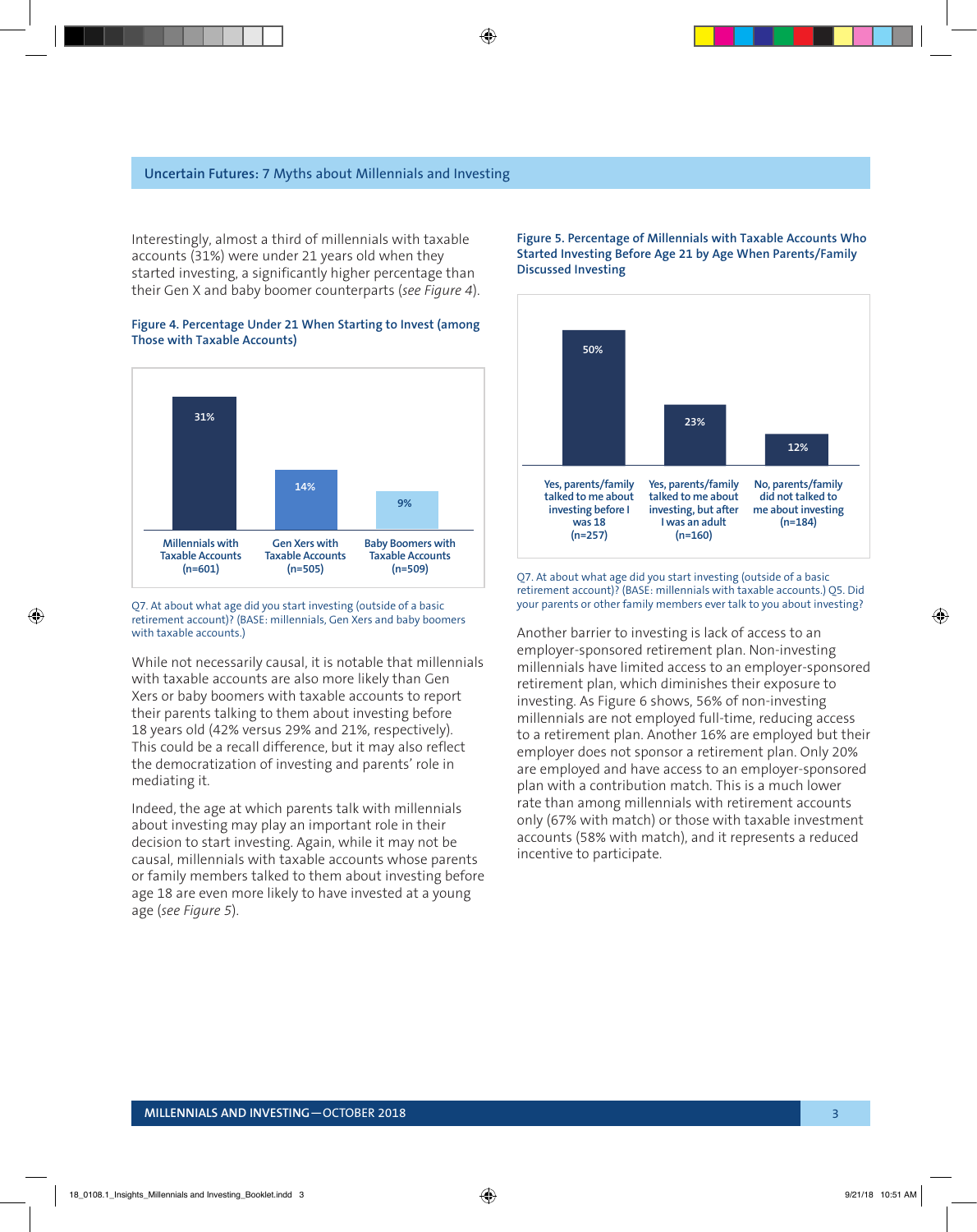Interestingly, almost a third of millennials with taxable accounts (31%) were under 21 years old when they started investing, a significantly higher percentage than their Gen X and baby boomer counterparts (*see Figure 4*).

**Figure 4. Percentage Under 21 When Starting to Invest (among Those with Taxable Accounts)**

| Millennials with Taxable Accounts (n=601) | Gen Xers with Taxable Accounts (n=505) | Baby Boomers with Taxable Accounts (n=509) |
|---|---|---|
| 31% | 14% | 9% |

Q7. At about what age did you start investing (outside of a basic retirement account)? (BASE: millennials, Gen Xers and baby boomers with taxable accounts.)

While not necessarily causal, it is notable that millennials with taxable accounts are also more likely than Gen Xers or baby boomers with taxable accounts to report their parents talking to them about investing before 18 years old (42% versus 29% and 21%, respectively). This could be a recall difference, but it may also reflect the democratization of investing and parents' role in mediating it.

Indeed, the age at which parents talk with millennials about investing may play an important role in their decision to start investing. Again, while it may not be causal, millennials with taxable accounts whose parents or family members talked to them about investing before age 18 are even more likely to have invested at a young age (*see Figure 5*).

**Figure 5. Percentage of Millennials with Taxable Accounts Who Started Investing Before Age 21 by Age When Parents/Family Discussed Investing**

| Yes, parents/family talked to me about investing before I was 18 (n=257) | Yes, parents/family talked to me about investing, but after I was an adult (n=160) | No, parents/family did not talked to me about investing (n=184) |
|---|---|---|
| 50% | 23% | 12% |

Q7. At about what age did you start investing (outside of a basic retirement account)? (BASE: millennials with taxable accounts.) Q5. Did your parents or other family members ever talk to you about investing?

Another barrier to investing is lack of access to an employer-sponsored retirement plan. Non-investing millennials have limited access to an employer-sponsored retirement plan, which diminishes their exposure to investing. As Figure 6 shows, 56% of non-investing millennials are not employed full-time, reducing access to a retirement plan. Another 16% are employed but their employer does not sponsor a retirement plan. Only 20% are employed and have access to an employer-sponsored plan with a contribution match. This is a much lower rate than among millennials with retirement accounts only (67% with match) or those with taxable investment accounts (58% with match), and it represents a reduced incentive to participate.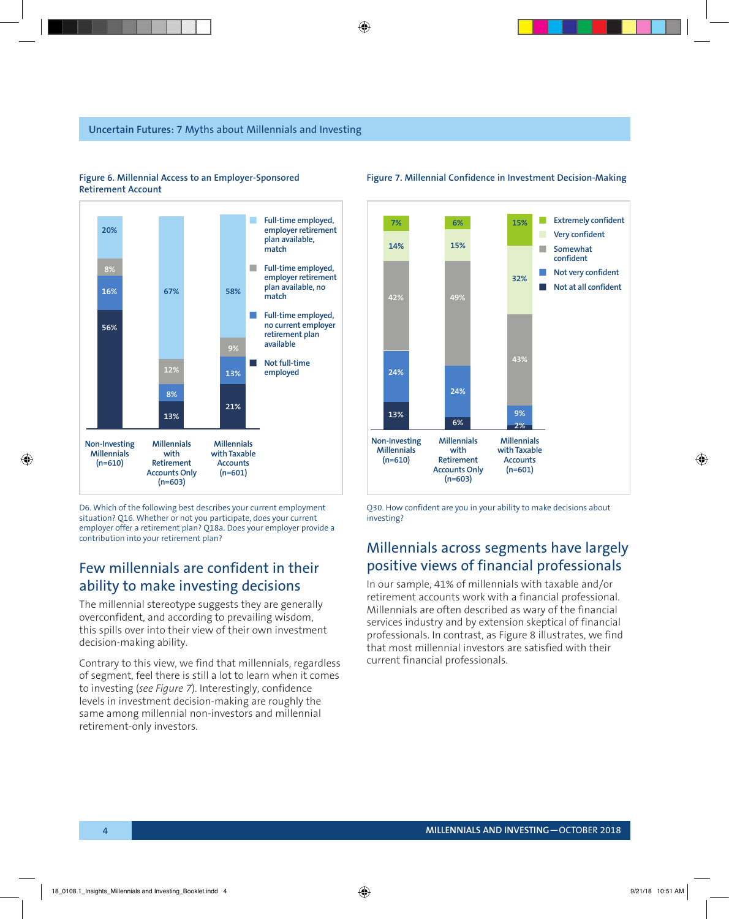**Figure 6. Millennial Access to an Employer-Sponsored Retirement Account**

| | Non-Investing Millennials (n=610) | Millennials with Retirement Accounts Only (n=603) | Millennials with Taxable Accounts (n=601) |
|---|---|---|---|
| Full-time employed, employer retirement plan available, match | 20% | 67% | 58% |
| Full-time employed, employer retirement plan available, no match | 8% | 12% | 9% |
| Full-time employed, no current employer retirement plan available | 16% | 8% | 13% |
| Not full-time employed | 56% | 13% | 21% |

D6. Which of the following best describes your current employment situation? Q16. Whether or not you participate, does your current employer offer a retirement plan? Q18a. Does your employer provide a contribution into your retirement plan?

**Figure 7. Millennial Confidence in Investment Decision-Making**

| | Non-Investing Millennials (n=610) | Millennials with Retirement Accounts Only (n=603) | Millennials with Taxable Accounts (n=601) |
|---|---|---|---|
| Extremely confident | 7% | 6% | 15% |
| Very confident | 14% | 15% | 32% |
| Somewhat confident | 42% | 49% | 43% |
| Not very confident | 24% | 24% | 9% |
| Not at all confident | 13% | 6% | 2% |

Q30. How confident are you in your ability to make decisions about investing?

## Few millennials are confident in their ability to make investing decisions

The millennial stereotype suggests they are generally overconfident, and according to prevailing wisdom, this spills over into their view of their own investment decision-making ability.

Contrary to this view, we find that millennials, regardless of segment, feel there is still a lot to learn when it comes to investing (*see Figure 7*). Interestingly, confidence levels in investment decision-making are roughly the same among millennial non-investors and millennial retirement-only investors.

## Millennials across segments have largely positive views of financial professionals

In our sample, 41% of millennials with taxable and/or retirement accounts work with a financial professional. Millennials are often described as wary of the financial services industry and by extension skeptical of financial professionals. In contrast, as Figure 8 illustrates, we find that most millennial investors are satisfied with their current financial professionals.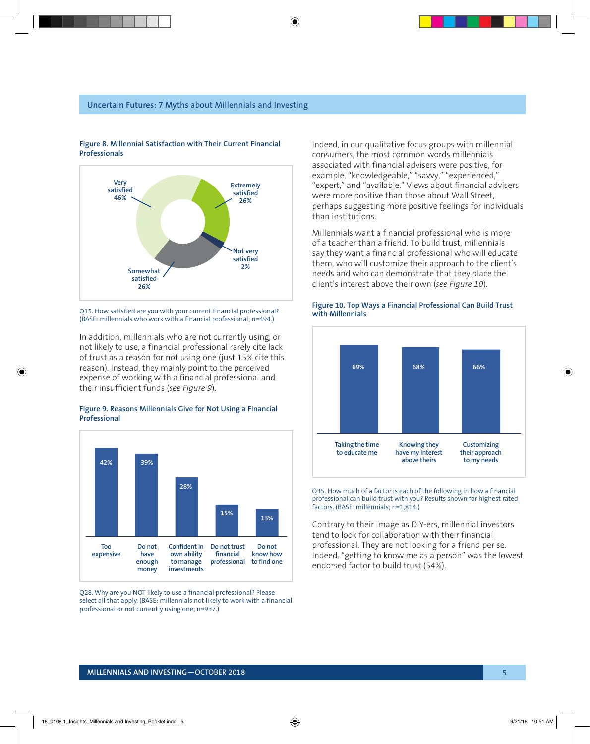**Figure 8. Millennial Satisfaction with Their Current Financial Professionals**

| Response | Percentage |
|---|---|
| Very satisfied | 46% |
| Extremely satisfied | 26% |
| Not very satisfied | 2% |
| Somewhat satisfied | 26% |

Q15. How satisfied are you with your current financial professional? (BASE: millennials who work with a financial professional; n=494.)

In addition, millennials who are not currently using, or not likely to use, a financial professional rarely cite lack of trust as a reason for not using one (just 15% cite this reason). Instead, they mainly point to the perceived expense of working with a financial professional and their insufficient funds (*see Figure 9*).

**Figure 9. Reasons Millennials Give for Not Using a Financial Professional**

| Reason | Percentage |
|---|---|
| Too expensive | 42% |
| Do not have enough money | 39% |
| Confident in own ability to manage investments | 28% |
| Do not trust financial professional | 15% |
| Do not know how to find one | 13% |

Q28. Why are you NOT likely to use a financial professional? Please select all that apply. (BASE: millennials not likely to work with a financial professional or not currently using one; n=937.)

Indeed, in our qualitative focus groups with millennial consumers, the most common words millennials associated with financial advisers were positive, for example, "knowledgeable," "savvy," "experienced," "expert," and "available." Views about financial advisers were more positive than those about Wall Street, perhaps suggesting more positive feelings for individuals than institutions.

Millennials want a financial professional who is more of a teacher than a friend. To build trust, millennials say they want a financial professional who will educate them, who will customize their approach to the client's needs and who can demonstrate that they place the client's interest above their own (*see Figure 10*).

**Figure 10. Top Ways a Financial Professional Can Build Trust with Millennials**

| Factor | Percentage |
|---|---|
| Taking the time to educate me | 69% |
| Knowing they have my interest above theirs | 68% |
| Customizing their approach to my needs | 66% |

Q35. How much of a factor is each of the following in how a financial professional can build trust with you? Results shown for highest rated factors. (BASE: millennials; n=1,814.)

Contrary to their image as DIY-ers, millennial investors tend to look for collaboration with their financial professional. They are not looking for a friend per se. Indeed, "getting to know me as a person" was the lowest endorsed factor to build trust (54%).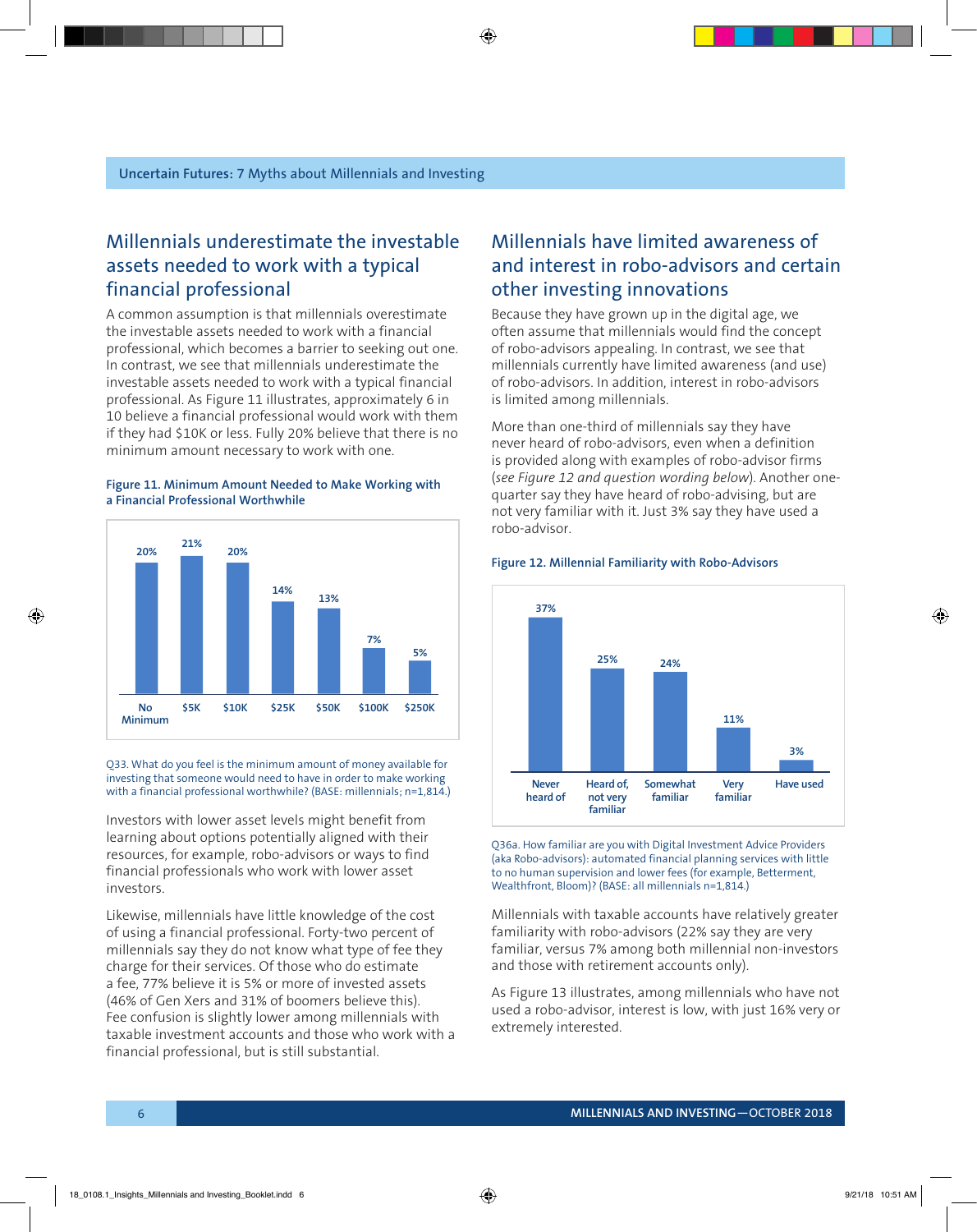## Millennials underestimate the investable assets needed to work with a typical financial professional

A common assumption is that millennials overestimate the investable assets needed to work with a financial professional, which becomes a barrier to seeking out one. In contrast, we see that millennials underestimate the investable assets needed to work with a typical financial professional. As Figure 11 illustrates, approximately 6 in 10 believe a financial professional would work with them if they had $10K or less. Fully 20% believe that there is no minimum amount necessary to work with one.

**Figure 11. Minimum Amount Needed to Make Working with a Financial Professional Worthwhile**

| No Minimum | $5K | $10K | $25K | $50K | $100K | $250K |
|---|---|---|---|---|---|---|
| 20% | 21% | 20% | 14% | 13% | 7% | 5% |

Q33. What do you feel is the minimum amount of money available for investing that someone would need to have in order to make working with a financial professional worthwhile? (BASE: millennials; n=1,814.)

Investors with lower asset levels might benefit from learning about options potentially aligned with their resources, for example, robo-advisors or ways to find financial professionals who work with lower asset investors.

Likewise, millennials have little knowledge of the cost of using a financial professional. Forty-two percent of millennials say they do not know what type of fee they charge for their services. Of those who do estimate a fee, 77% believe it is 5% or more of invested assets (46% of Gen Xers and 31% of boomers believe this). Fee confusion is slightly lower among millennials with taxable investment accounts and those who work with a financial professional, but is still substantial.

## Millennials have limited awareness of and interest in robo-advisors and certain other investing innovations

Because they have grown up in the digital age, we often assume that millennials would find the concept of robo-advisors appealing. In contrast, we see that millennials currently have limited awareness (and use) of robo-advisors. In addition, interest in robo-advisors is limited among millennials.

More than one-third of millennials say they have never heard of robo-advisors, even when a definition is provided along with examples of robo-advisor firms (*see Figure 12 and question wording below*). Another one-quarter say they have heard of robo-advising, but are not very familiar with it. Just 3% say they have used a robo-advisor.

**Figure 12. Millennial Familiarity with Robo-Advisors**

| Never heard of | Heard of, not very familiar | Somewhat familiar | Very familiar | Have used |
|---|---|---|---|---|
| 37% | 25% | 24% | 11% | 3% |

Q36a. How familiar are you with Digital Investment Advice Providers (aka Robo-advisors): automated financial planning services with little to no human supervision and lower fees (for example, Betterment, Wealthfront, Bloom)? (BASE: all millennials n=1,814.)

Millennials with taxable accounts have relatively greater familiarity with robo-advisors (22% say they are very familiar, versus 7% among both millennial non-investors and those with retirement accounts only).

As Figure 13 illustrates, among millennials who have not used a robo-advisor, interest is low, with just 16% very or extremely interested.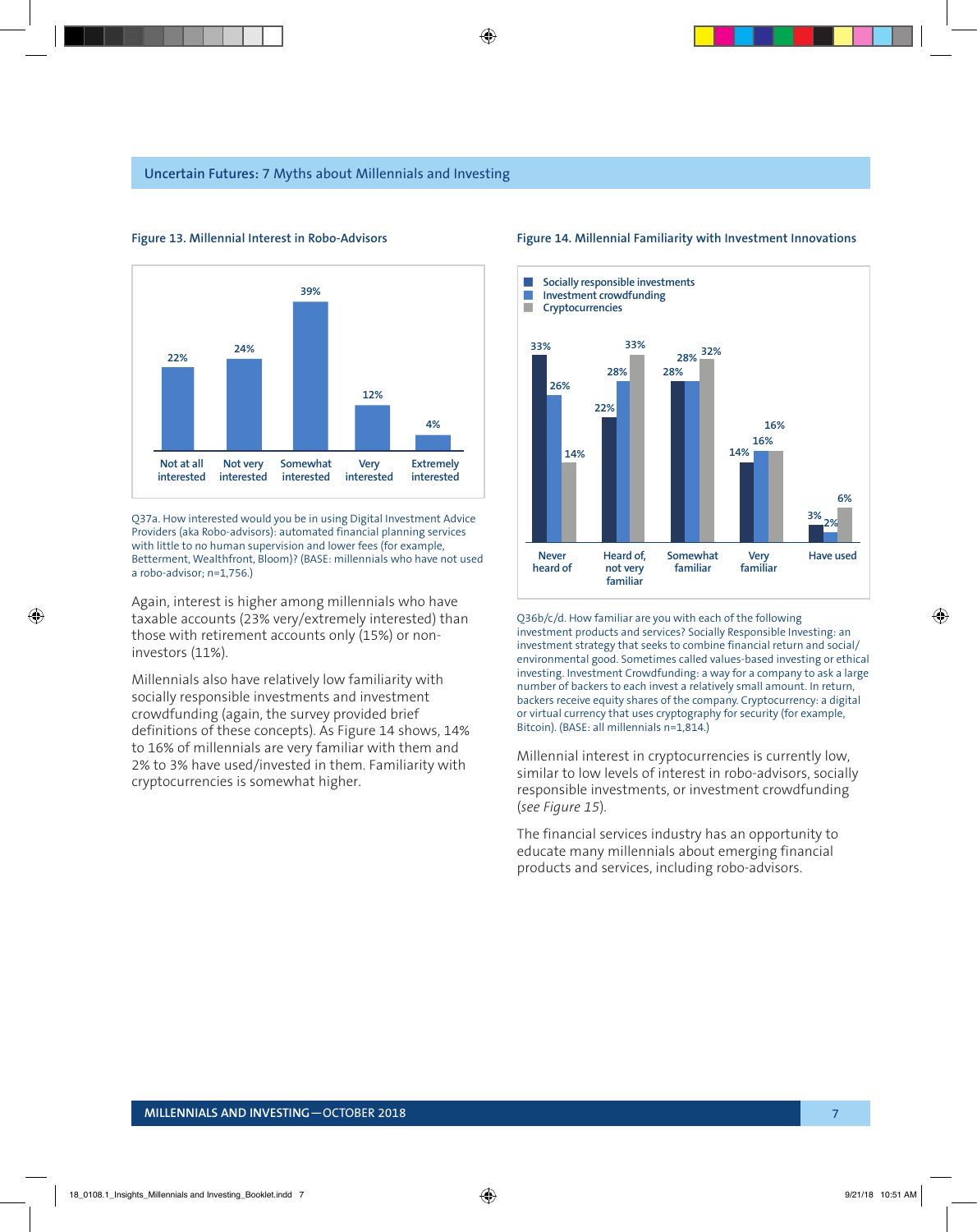#### Figure 13. Millennial Interest in Robo-Advisors

| Not at all interested | Not very interested | Somewhat interested | Very interested | Extremely interested |
|---|---|---|---|---|
| 22% | 24% | 39% | 12% | 4% |

Q37a. How interested would you be in using Digital Investment Advice Providers (aka Robo-advisors): automated financial planning services with little to no human supervision and lower fees (for example, Betterment, Wealthfront, Bloom)? (BASE: millennials who have not used a robo-advisor; n=1,756.)

Again, interest is higher among millennials who have taxable accounts (23% very/extremely interested) than those with retirement accounts only (15%) or non-investors (11%).

Millennials also have relatively low familiarity with socially responsible investments and investment crowdfunding (again, the survey provided brief definitions of these concepts). As Figure 14 shows, 14% to 16% of millennials are very familiar with them and 2% to 3% have used/invested in them. Familiarity with cryptocurrencies is somewhat higher.

#### Figure 14. Millennial Familiarity with Investment Innovations

| | Never heard of | Heard of, not very familiar | Somewhat familiar | Very familiar | Have used |
|---|---|---|---|---|---|
| Socially responsible investments | 33% | 22% | 28% | 14% | 3% |
| Investment crowdfunding | 26% | 28% | 28% | 16% | 2% |
| Cryptocurrencies | 14% | 33% | 32% | 16% | 6% |

Q36b/c/d. How familiar are you with each of the following investment products and services? Socially Responsible Investing: an investment strategy that seeks to combine financial return and social/environmental good. Sometimes called values-based investing or ethical investing. Investment Crowdfunding: a way for a company to ask a large number of backers to each invest a relatively small amount. In return, backers receive equity shares of the company. Cryptocurrency: a digital or virtual currency that uses cryptography for security (for example, Bitcoin). (BASE: all millennials n=1,814.)

Millennial interest in cryptocurrencies is currently low, similar to low levels of interest in robo-advisors, socially responsible investments, or investment crowdfunding (*see Figure 15*).

The financial services industry has an opportunity to educate many millennials about emerging financial products and services, including robo-advisors.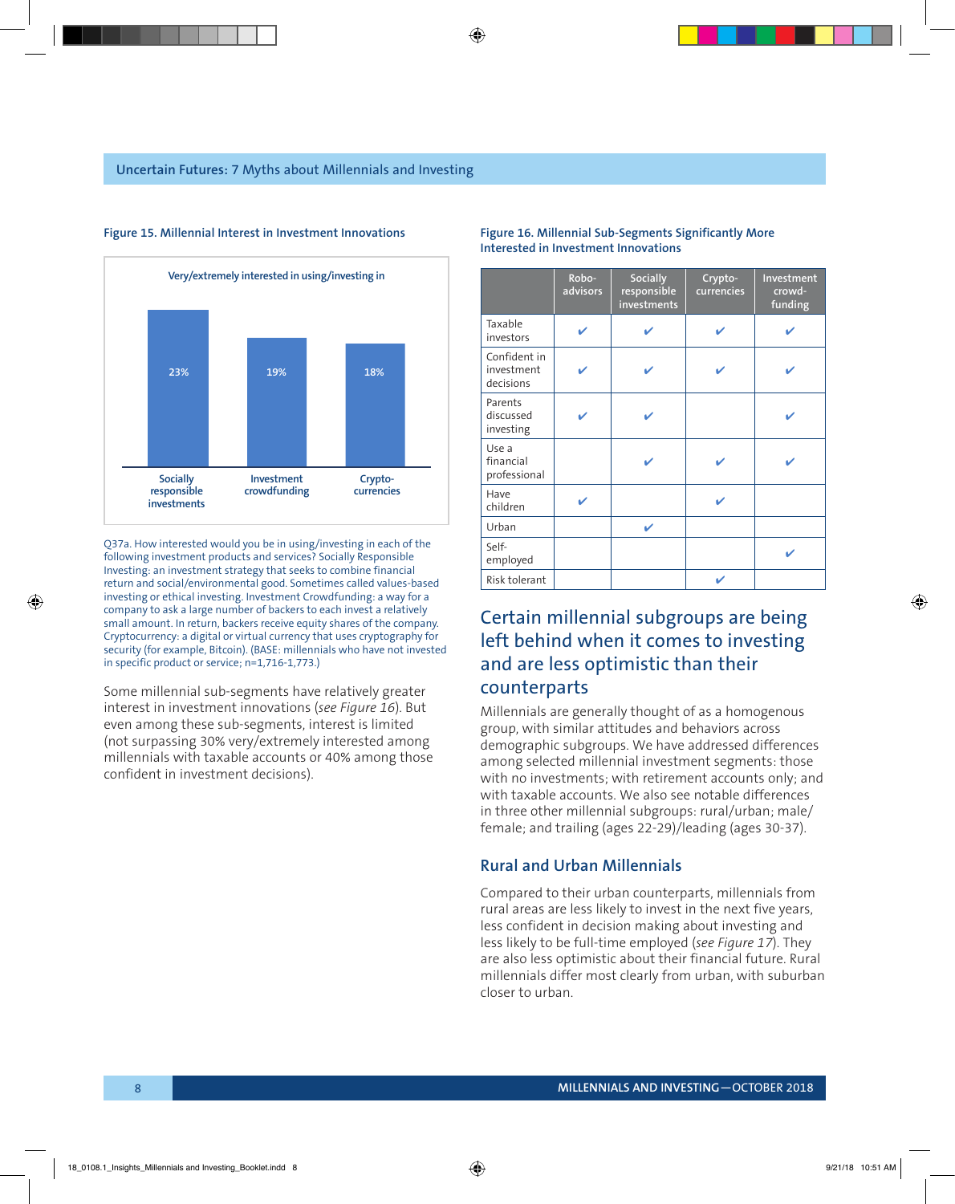#### Figure 15. Millennial Interest in Investment Innovations

Very/extremely interested in using/investing in

| Socially responsible investments | Investment crowdfunding | Crypto-currencies |
|---|---|---|
| 23% | 19% | 18% |

Q37a. How interested would you be in using/investing in each of the following investment products and services? Socially Responsible Investing: an investment strategy that seeks to combine financial return and social/environmental good. Sometimes called values-based investing or ethical investing. Investment Crowdfunding: a way for a company to ask a large number of backers to each invest a relatively small amount. In return, backers receive equity shares of the company. Cryptocurrency: a digital or virtual currency that uses cryptography for security (for example, Bitcoin). (BASE: millennials who have not invested in specific product or service; n=1,716-1,773.)

Some millennial sub-segments have relatively greater interest in investment innovations (*see Figure 16*). But even among these sub-segments, interest is limited (not surpassing 30% very/extremely interested among millennials with taxable accounts or 40% among those confident in investment decisions).

#### Figure 16. Millennial Sub-Segments Significantly More Interested in Investment Innovations

| | Robo-advisors | Socially responsible investments | Crypto-currencies | Investment crowd-funding |
|---|---|---|---|---|
| Taxable investors | ✔ | ✔ | ✔ | ✔ |
| Confident in investment decisions | ✔ | ✔ | ✔ | ✔ |
| Parents discussed investing | ✔ | ✔ | | ✔ |
| Use a financial professional | | ✔ | ✔ | ✔ |
| Have children | ✔ | | ✔ | |
| Urban | | ✔ | | |
| Self-employed | | | | ✔ |
| Risk tolerant | | | ✔ | |

## Certain millennial subgroups are being left behind when it comes to investing and are less optimistic than their counterparts

Millennials are generally thought of as a homogenous group, with similar attitudes and behaviors across demographic subgroups. We have addressed differences among selected millennial investment segments: those with no investments; with retirement accounts only; and with taxable accounts. We also see notable differences in three other millennial subgroups: rural/urban; male/female; and trailing (ages 22-29)/leading (ages 30-37).

### Rural and Urban Millennials

Compared to their urban counterparts, millennials from rural areas are less likely to invest in the next five years, less confident in decision making about investing and less likely to be full-time employed (*see Figure 17*). They are also less optimistic about their financial future. Rural millennials differ most clearly from urban, with suburban closer to urban.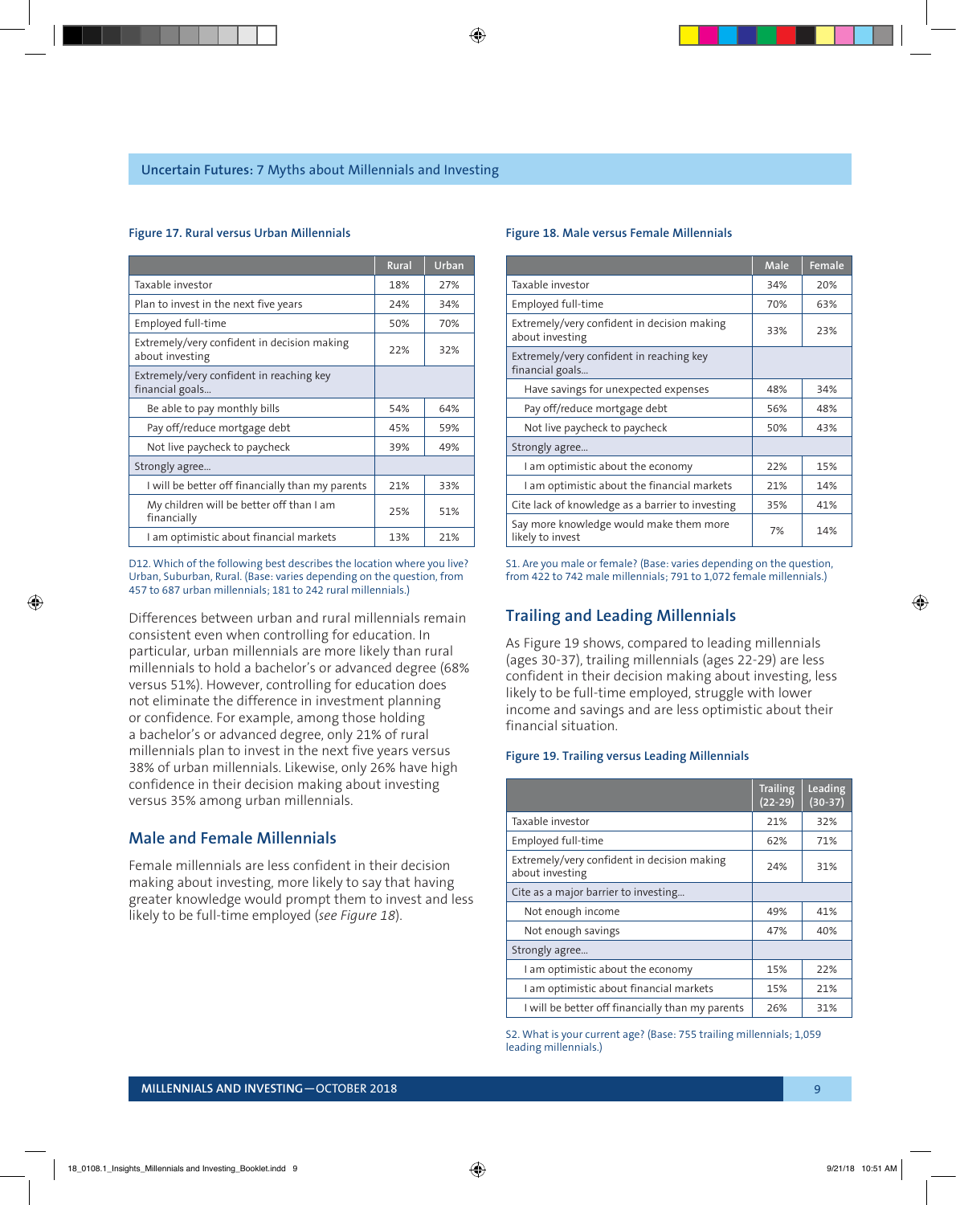#### Figure 17. Rural versus Urban Millennials

| | Rural | Urban |
|---|---|---|
| Taxable investor | 18% | 27% |
| Plan to invest in the next five years | 24% | 34% |
| Employed full-time | 50% | 70% |
| Extremely/very confident in decision making about investing | 22% | 32% |
| Extremely/very confident in reaching key financial goals… | | |
| Be able to pay monthly bills | 54% | 64% |
| Pay off/reduce mortgage debt | 45% | 59% |
| Not live paycheck to paycheck | 39% | 49% |
| Strongly agree… | | |
| I will be better off financially than my parents | 21% | 33% |
| My children will be better off than I am financially | 25% | 51% |
| I am optimistic about financial markets | 13% | 21% |

D12. Which of the following best describes the location where you live? Urban, Suburban, Rural. (Base: varies depending on the question, from 457 to 687 urban millennials; 181 to 242 rural millennials.)

Differences between urban and rural millennials remain consistent even when controlling for education. In particular, urban millennials are more likely than rural millennials to hold a bachelor's or advanced degree (68% versus 51%). However, controlling for education does not eliminate the difference in investment planning or confidence. For example, among those holding a bachelor's or advanced degree, only 21% of rural millennials plan to invest in the next five years versus 38% of urban millennials. Likewise, only 26% have high confidence in their decision making about investing versus 35% among urban millennials.

## Male and Female Millennials

Female millennials are less confident in their decision making about investing, more likely to say that having greater knowledge would prompt them to invest and less likely to be full-time employed (*see Figure 18*).

#### Figure 18. Male versus Female Millennials

| | Male | Female |
|---|---|---|
| Taxable investor | 34% | 20% |
| Employed full-time | 70% | 63% |
| Extremely/very confident in decision making about investing | 33% | 23% |
| Extremely/very confident in reaching key financial goals… | | |
| Have savings for unexpected expenses | 48% | 34% |
| Pay off/reduce mortgage debt | 56% | 48% |
| Not live paycheck to paycheck | 50% | 43% |
| Strongly agree… | | |
| I am optimistic about the economy | 22% | 15% |
| I am optimistic about the financial markets | 21% | 14% |
| Cite lack of knowledge as a barrier to investing | 35% | 41% |
| Say more knowledge would make them more likely to invest | 7% | 14% |

S1. Are you male or female? (Base: varies depending on the question, from 422 to 742 male millennials; 791 to 1,072 female millennials.)

## Trailing and Leading Millennials

As Figure 19 shows, compared to leading millennials (ages 30-37), trailing millennials (ages 22-29) are less confident in their decision making about investing, less likely to be full-time employed, struggle with lower income and savings and are less optimistic about their financial situation.

#### Figure 19. Trailing versus Leading Millennials

| | Trailing (22-29) | Leading (30-37) |
|---|---|---|
| Taxable investor | 21% | 32% |
| Employed full-time | 62% | 71% |
| Extremely/very confident in decision making about investing | 24% | 31% |
| Cite as a major barrier to investing… | | |
| Not enough income | 49% | 41% |
| Not enough savings | 47% | 40% |
| Strongly agree… | | |
| I am optimistic about the economy | 15% | 22% |
| I am optimistic about financial markets | 15% | 21% |
| I will be better off financially than my parents | 26% | 31% |

S2. What is your current age? (Base: 755 trailing millennials; 1,059 leading millennials.)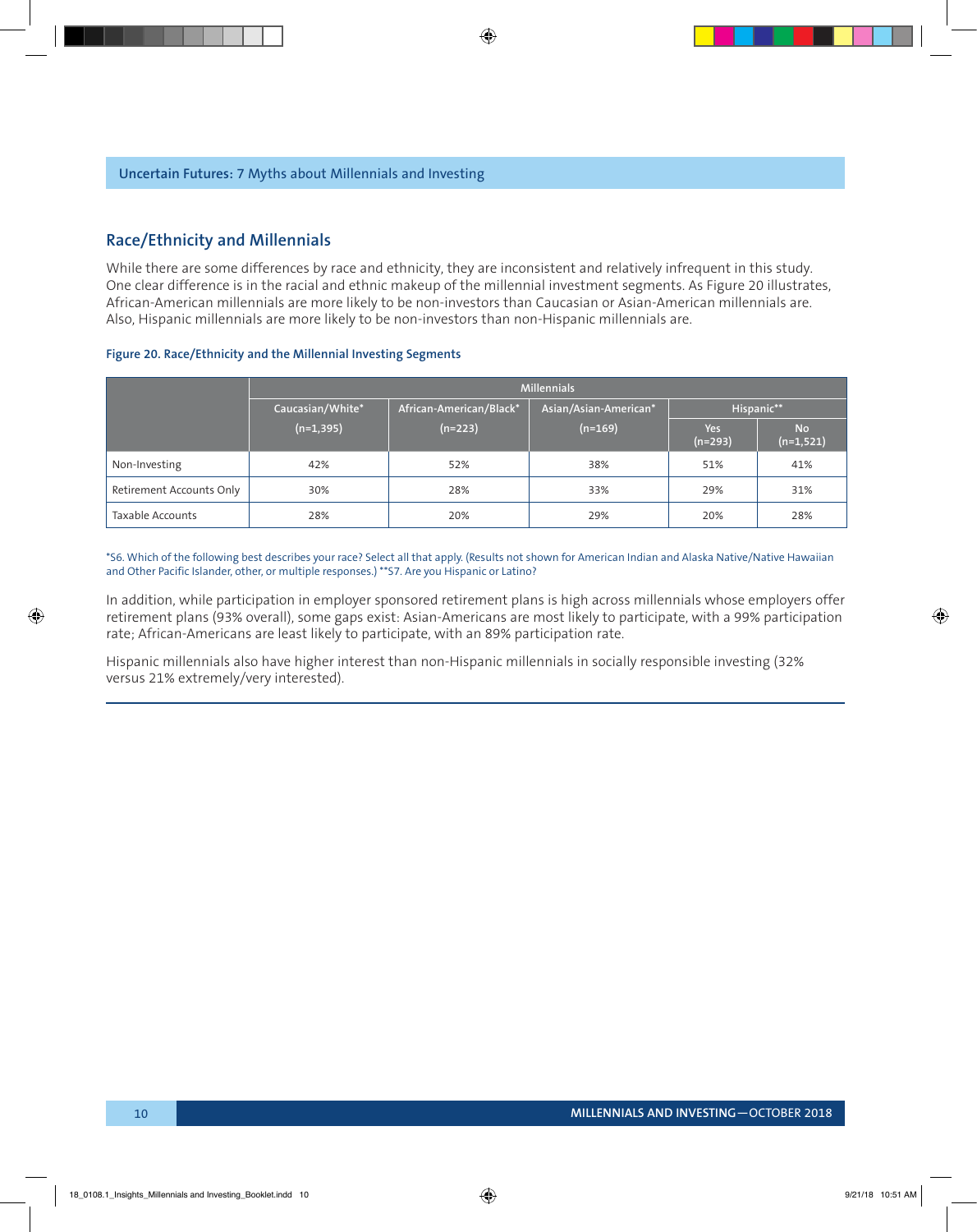## Race/Ethnicity and Millennials

While there are some differences by race and ethnicity, they are inconsistent and relatively infrequent in this study. One clear difference is in the racial and ethnic makeup of the millennial investment segments. As Figure 20 illustrates, African-American millennials are more likely to be non-investors than Caucasian or Asian-American millennials are. Also, Hispanic millennials are more likely to be non-investors than non-Hispanic millennials are.

**Figure 20. Race/Ethnicity and the Millennial Investing Segments**

| | Millennials | | | | |
|---|---|---|---|---|---|
| | Caucasian/White* (n=1,395) | African-American/Black* (n=223) | Asian/Asian-American* (n=169) | Hispanic** | |
| | | | | Yes (n=293) | No (n=1,521) |
| Non-Investing | 42% | 52% | 38% | 51% | 41% |
| Retirement Accounts Only | 30% | 28% | 33% | 29% | 31% |
| Taxable Accounts | 28% | 20% | 29% | 20% | 28% |

*S6. Which of the following best describes your race? Select all that apply. (Results not shown for American Indian and Alaska Native/Native Hawaiian and Other Pacific Islander, other, or multiple responses.) **S7. Are you Hispanic or Latino?

In addition, while participation in employer sponsored retirement plans is high across millennials whose employers offer retirement plans (93% overall), some gaps exist: Asian-Americans are most likely to participate, with a 99% participation rate; African-Americans are least likely to participate, with an 89% participation rate.

Hispanic millennials also have higher interest than non-Hispanic millennials in socially responsible investing (32% versus 21% extremely/very interested).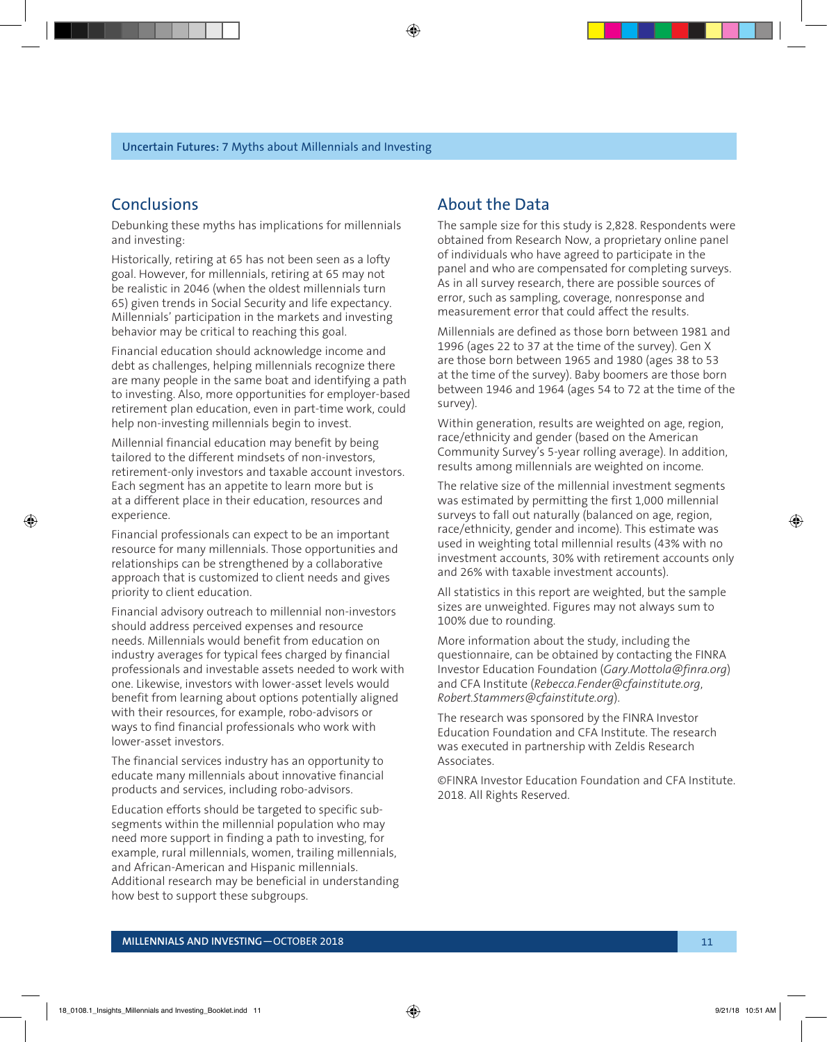## Conclusions

Debunking these myths has implications for millennials and investing:

Historically, retiring at 65 has not been seen as a lofty goal. However, for millennials, retiring at 65 may not be realistic in 2046 (when the oldest millennials turn 65) given trends in Social Security and life expectancy. Millennials' participation in the markets and investing behavior may be critical to reaching this goal.

Financial education should acknowledge income and debt as challenges, helping millennials recognize there are many people in the same boat and identifying a path to investing. Also, more opportunities for employer-based retirement plan education, even in part-time work, could help non-investing millennials begin to invest.

Millennial financial education may benefit by being tailored to the different mindsets of non-investors, retirement-only investors and taxable account investors. Each segment has an appetite to learn more but is at a different place in their education, resources and experience.

Financial professionals can expect to be an important resource for many millennials. Those opportunities and relationships can be strengthened by a collaborative approach that is customized to client needs and gives priority to client education.

Financial advisory outreach to millennial non-investors should address perceived expenses and resource needs. Millennials would benefit from education on industry averages for typical fees charged by financial professionals and investable assets needed to work with one. Likewise, investors with lower-asset levels would benefit from learning about options potentially aligned with their resources, for example, robo-advisors or ways to find financial professionals who work with lower-asset investors.

The financial services industry has an opportunity to educate many millennials about innovative financial products and services, including robo-advisors.

Education efforts should be targeted to specific sub-segments within the millennial population who may need more support in finding a path to investing, for example, rural millennials, women, trailing millennials, and African-American and Hispanic millennials. Additional research may be beneficial in understanding how best to support these subgroups.

## About the Data

The sample size for this study is 2,828. Respondents were obtained from Research Now, a proprietary online panel of individuals who have agreed to participate in the panel and who are compensated for completing surveys. As in all survey research, there are possible sources of error, such as sampling, coverage, nonresponse and measurement error that could affect the results.

Millennials are defined as those born between 1981 and 1996 (ages 22 to 37 at the time of the survey). Gen X are those born between 1965 and 1980 (ages 38 to 53 at the time of the survey). Baby boomers are those born between 1946 and 1964 (ages 54 to 72 at the time of the survey).

Within generation, results are weighted on age, region, race/ethnicity and gender (based on the American Community Survey's 5-year rolling average). In addition, results among millennials are weighted on income.

The relative size of the millennial investment segments was estimated by permitting the first 1,000 millennial surveys to fall out naturally (balanced on age, region, race/ethnicity, gender and income). This estimate was used in weighting total millennial results (43% with no investment accounts, 30% with retirement accounts only and 26% with taxable investment accounts).

All statistics in this report are weighted, but the sample sizes are unweighted. Figures may not always sum to 100% due to rounding.

More information about the study, including the questionnaire, can be obtained by contacting the FINRA Investor Education Foundation (*Gary.Mottola@finra.org*) and CFA Institute (*Rebecca.Fender@cfainstitute.org*, *Robert.Stammers@cfainstitute.org*).

The research was sponsored by the FINRA Investor Education Foundation and CFA Institute. The research was executed in partnership with Zeldis Research Associates.

©FINRA Investor Education Foundation and CFA Institute. 2018. All Rights Reserved.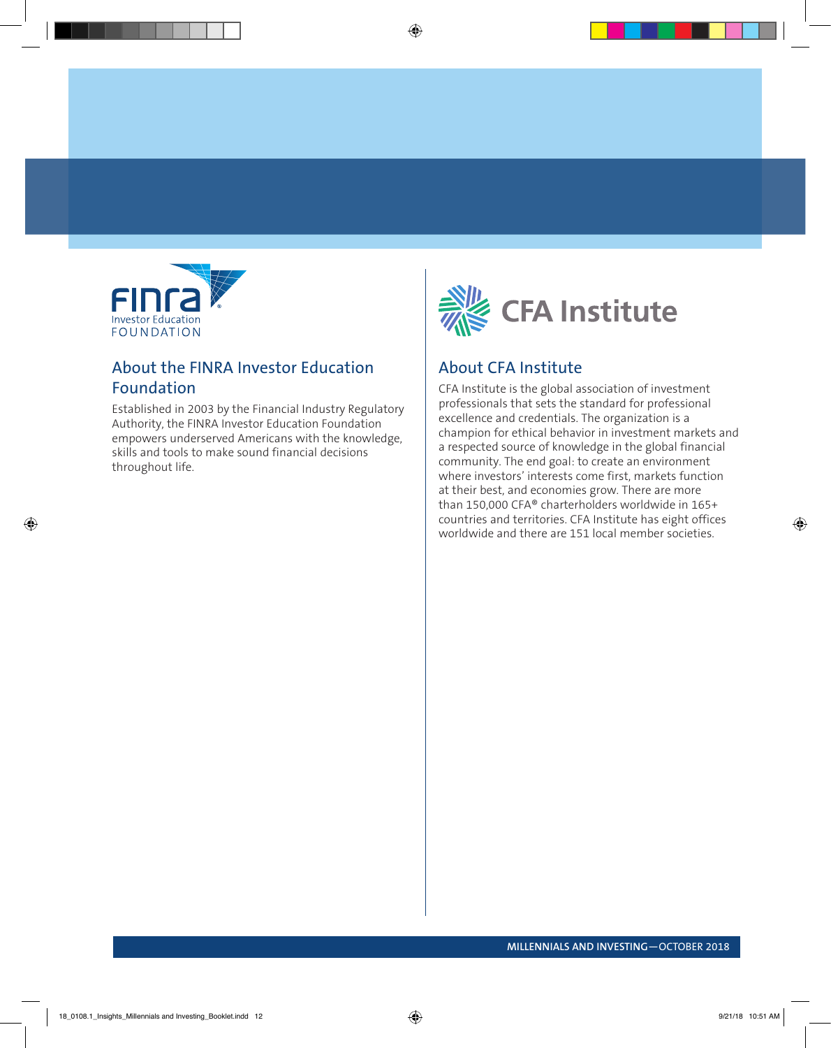FINRA Investor Education FOUNDATION

## About the FINRA Investor Education Foundation

Established in 2003 by the Financial Industry Regulatory Authority, the FINRA Investor Education Foundation empowers underserved Americans with the knowledge, skills and tools to make sound financial decisions throughout life.

CFA Institute

## About CFA Institute

CFA Institute is the global association of investment professionals that sets the standard for professional excellence and credentials. The organization is a champion for ethical behavior in investment markets and a respected source of knowledge in the global financial community. The end goal: to create an environment where investors' interests come first, markets function at their best, and economies grow. There are more than 150,000 CFA® charterholders worldwide in 165+ countries and territories. CFA Institute has eight offices worldwide and there are 151 local member societies.